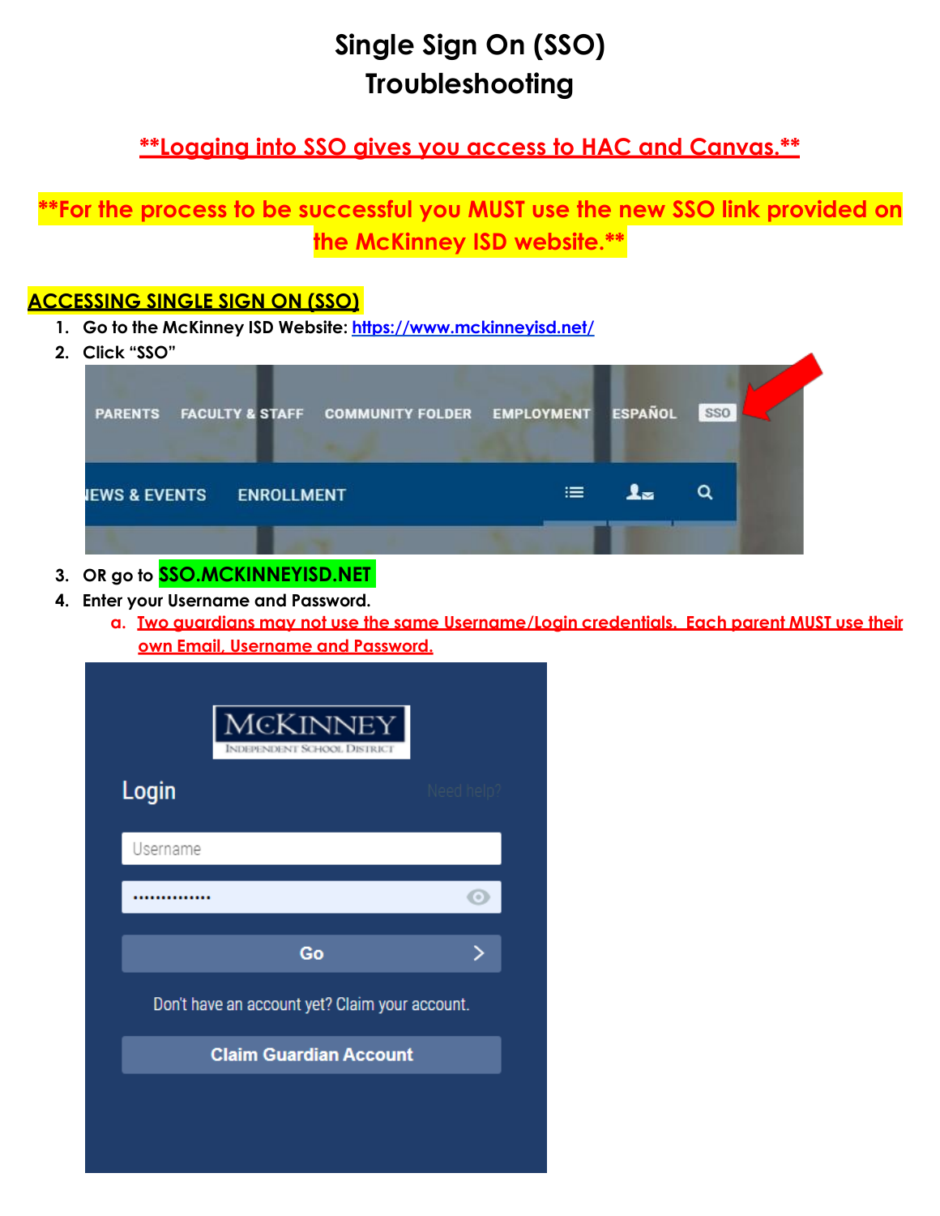# Single Sign On (SSO)
# Troubleshooting

**\*\*Logging into SSO gives you access to HAC and Canvas.\*\***

**\*\*For the process to be successful you MUST use the new SSO link provided on the McKinney ISD website.\*\***

## ACCESSING SINGLE SIGN ON (SSO)

1. Go to the McKinney ISD Website: https://www.mckinneyisd.net/
2. Click "SSO"
3. OR go to **SSO.MCKINNEYISD.NET**
4. Enter your Username and Password.
   a. Two guardians may not use the same Username/Login credentials. Each parent MUST use their own Email, Username and Password.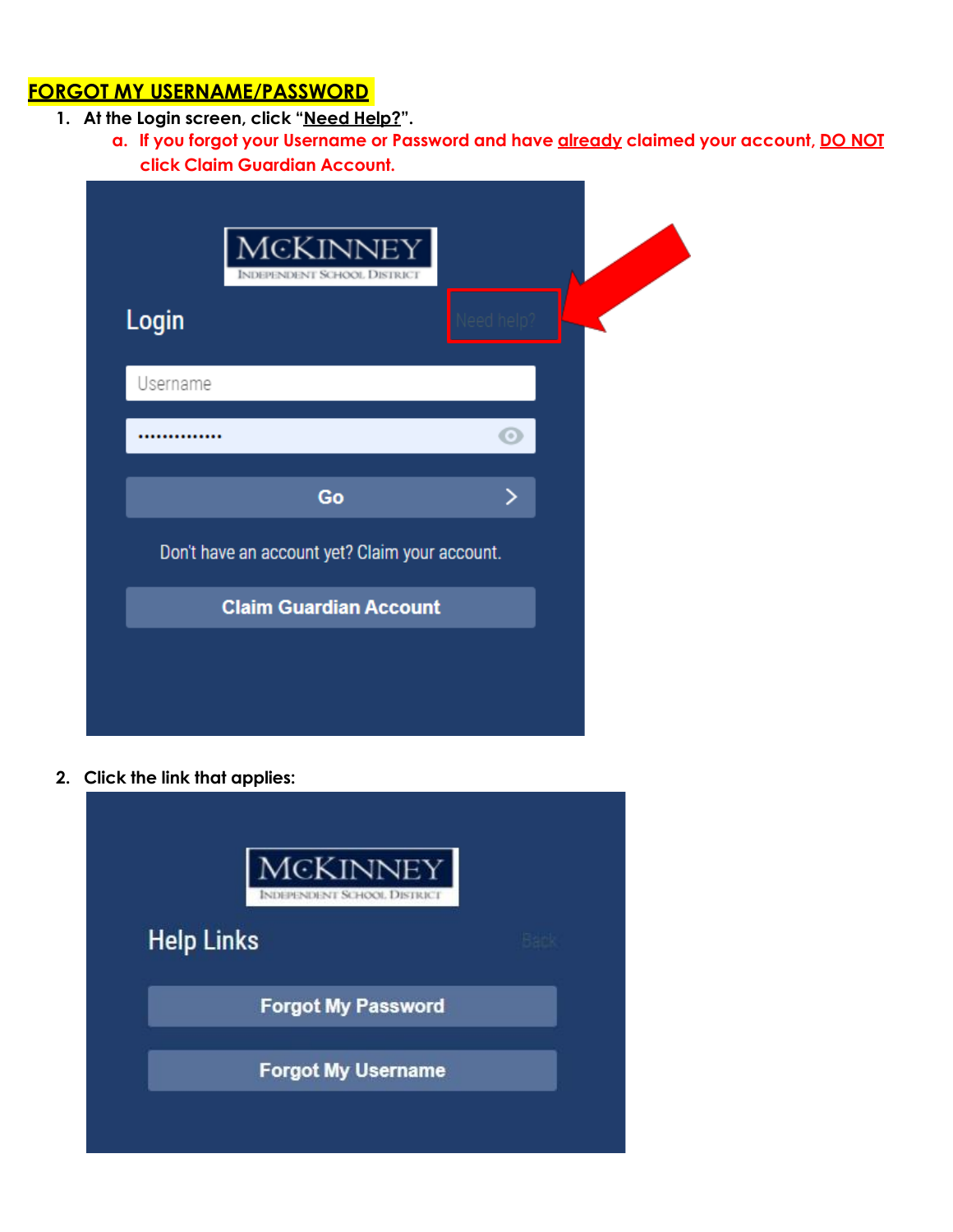## FORGOT MY USERNAME/PASSWORD

1. At the Login screen, click "**Need Help?**".
   a. **If you forgot your Username or Password and have already claimed your account, DO NOT click Claim Guardian Account.**

McKINNEY
INDEPENDENT SCHOOL DISTRICT

Login

Need help?

Username

Go

Don't have an account yet? Claim your account.

Claim Guardian Account

2. Click the link that applies:

McKINNEY
INDEPENDENT SCHOOL DISTRICT

Help Links

Back

Forgot My Password

Forgot My Username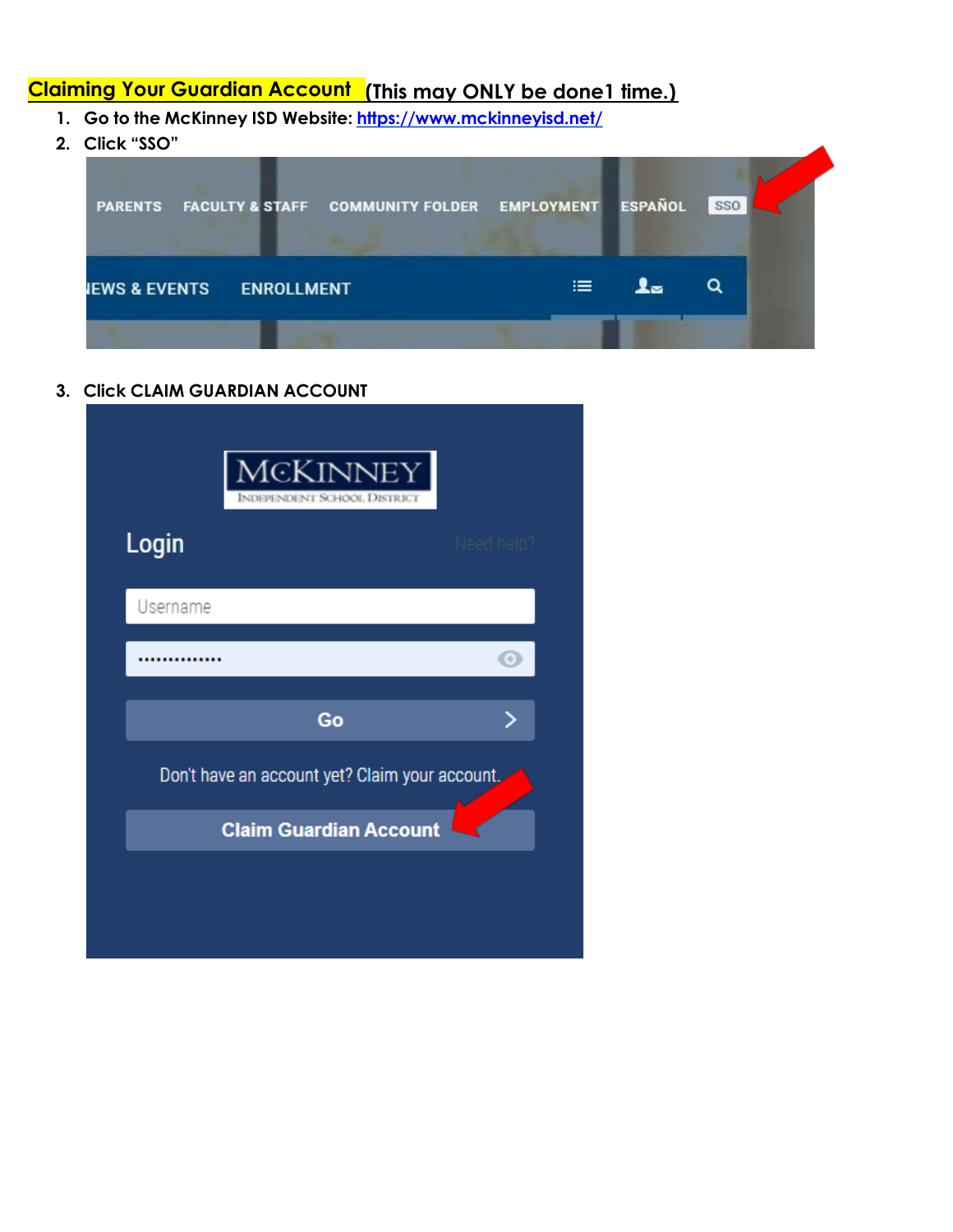## Claiming Your Guardian Account (This may ONLY be done1 time.)

1. Go to the McKinney ISD Website: [https://www.mckinneyisd.net/](https://www.mckinneyisd.net/)
2. Click "SSO"
3. Click CLAIM GUARDIAN ACCOUNT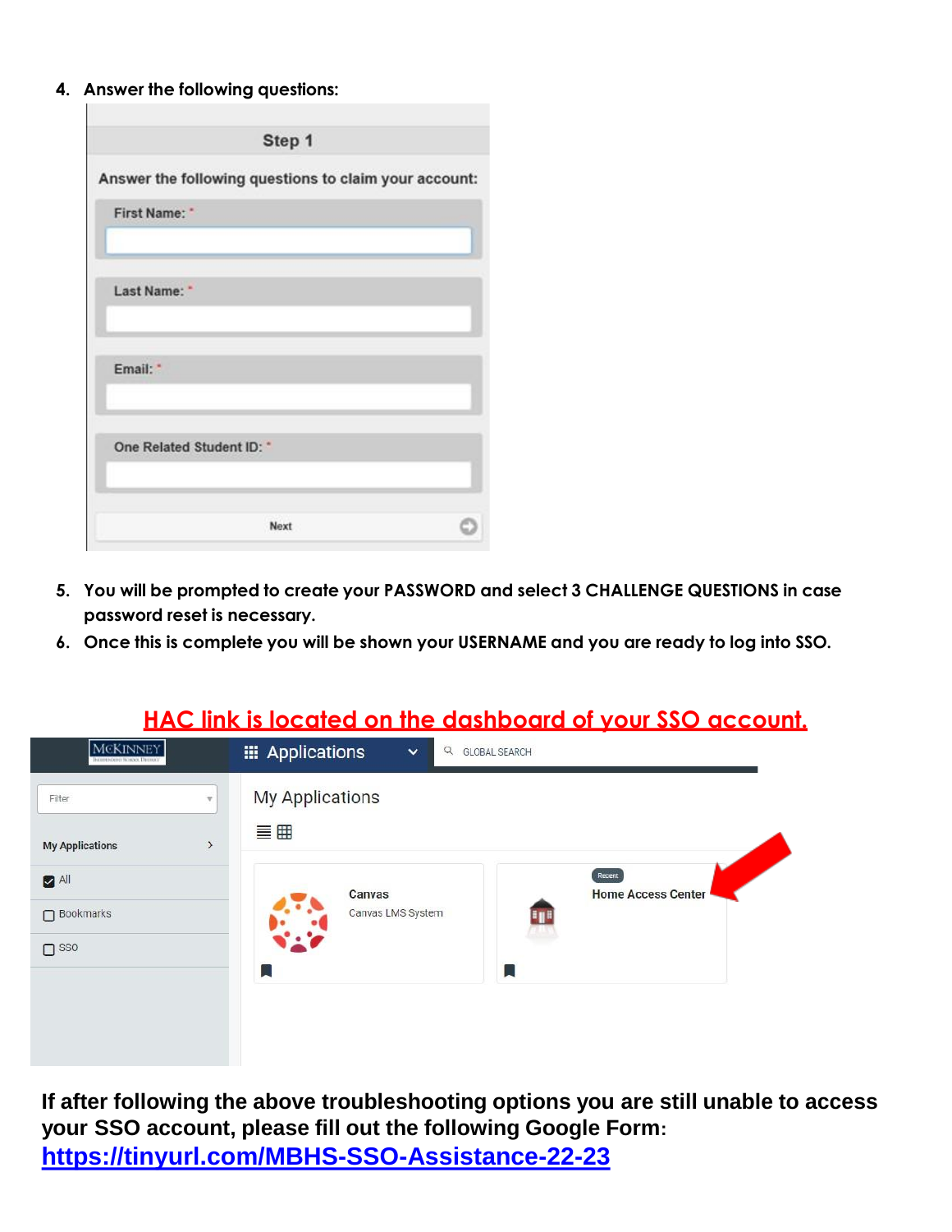4. **Answer the following questions:**

**Step 1**

Answer the following questions to claim your account:

First Name: *

Last Name: *

Email: *

One Related Student ID: *

Next

5. **You will be prompted to create your PASSWORD and select 3 CHALLENGE QUESTIONS in case password reset is necessary.**
6. **Once this is complete you will be shown your USERNAME and you are ready to log into SSO.**

**HAC link is located on the dashboard of your SSO account.**

McKinney

Applications

GLOBAL SEARCH

Filter

My Applications

All

Bookmarks

SSO

My Applications

Canvas

Canvas LMS System

Recent

Home Access Center

**If after following the above troubleshooting options you are still unable to access your SSO account, please fill out the following Google Form: https://tinyurl.com/MBHS-SSO-Assistance-22-23**